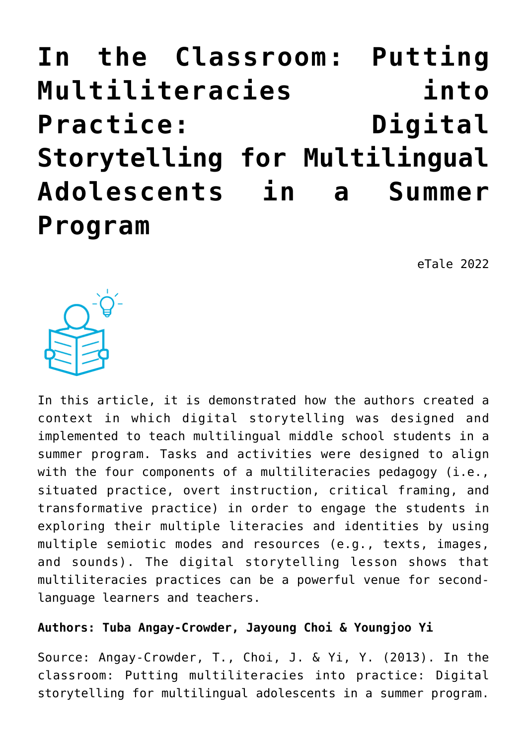# In the Classroom: Putting Multiliteracies into Practice: Digital Storytelling for Multilingual Adolescents in a Summer Program

eTale 2022

In this article, it is demonstrated how the authors created a context in which digital storytelling was designed and implemented to teach multilingual middle school students in a summer program. Tasks and activities were designed to align with the four components of a multiliteracies pedagogy (i.e., situated practice, overt instruction, critical framing, and transformative practice) in order to engage the students in exploring their multiple literacies and identities by using multiple semiotic modes and resources (e.g., texts, images, and sounds). The digital storytelling lesson shows that multiliteracies practices can be a powerful venue for second-language learners and teachers.

**Authors: Tuba Angay-Crowder, Jayoung Choi & Youngjoo Yi**

Source: Angay-Crowder, T., Choi, J. & Yi, Y. (2013). In the classroom: Putting multiliteracies into practice: Digital storytelling for multilingual adolescents in a summer program.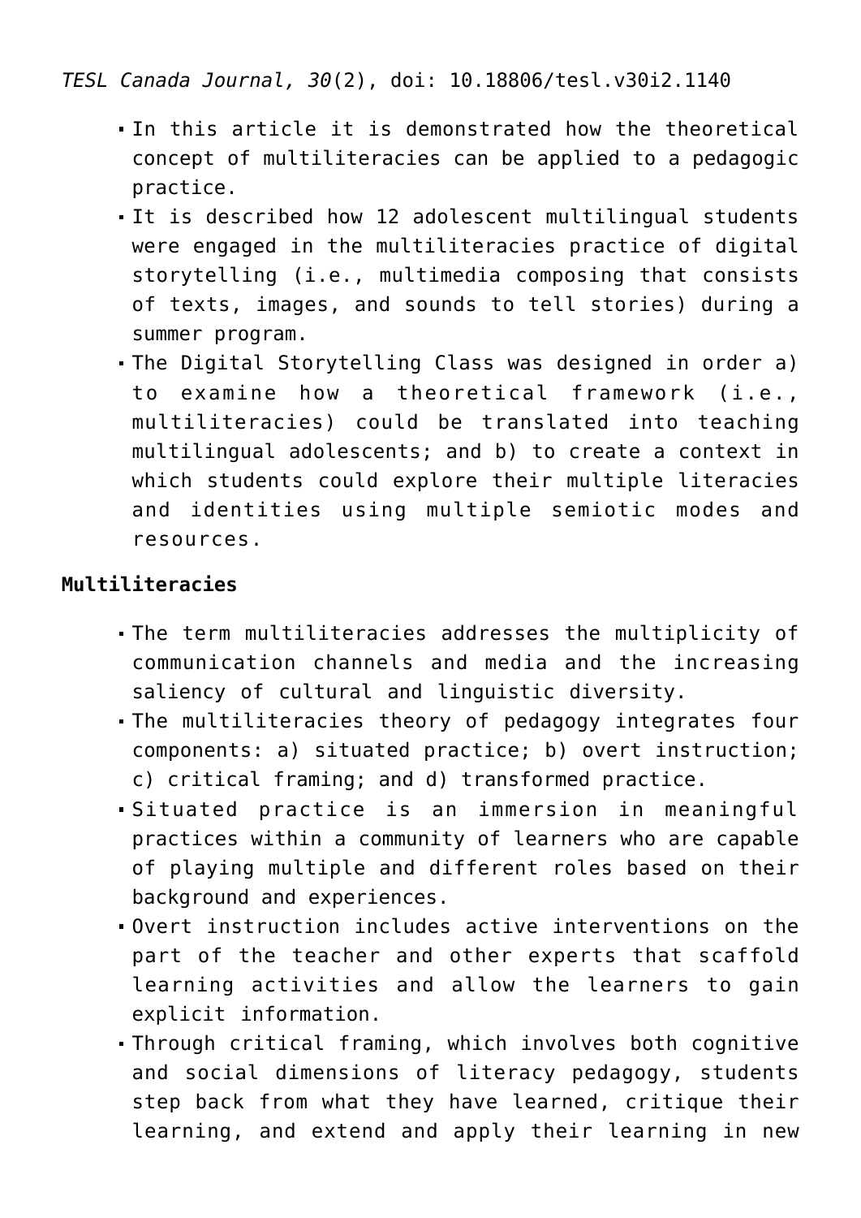*TESL Canada Journal, 30*(2), doi: 10.18806/tesl.v30i2.1140

- In this article it is demonstrated how the theoretical concept of multiliteracies can be applied to a pedagogic practice.
- It is described how 12 adolescent multilingual students were engaged in the multiliteracies practice of digital storytelling (i.e., multimedia composing that consists of texts, images, and sounds to tell stories) during a summer program.
- The Digital Storytelling Class was designed in order a) to examine how a theoretical framework (i.e., multiliteracies) could be translated into teaching multilingual adolescents; and b) to create a context in which students could explore their multiple literacies and identities using multiple semiotic modes and resources.

**Multiliteracies**

- The term multiliteracies addresses the multiplicity of communication channels and media and the increasing saliency of cultural and linguistic diversity.
- The multiliteracies theory of pedagogy integrates four components: a) situated practice; b) overt instruction; c) critical framing; and d) transformed practice.
- Situated practice is an immersion in meaningful practices within a community of learners who are capable of playing multiple and different roles based on their background and experiences.
- Overt instruction includes active interventions on the part of the teacher and other experts that scaffold learning activities and allow the learners to gain explicit information.
- Through critical framing, which involves both cognitive and social dimensions of literacy pedagogy, students step back from what they have learned, critique their learning, and extend and apply their learning in new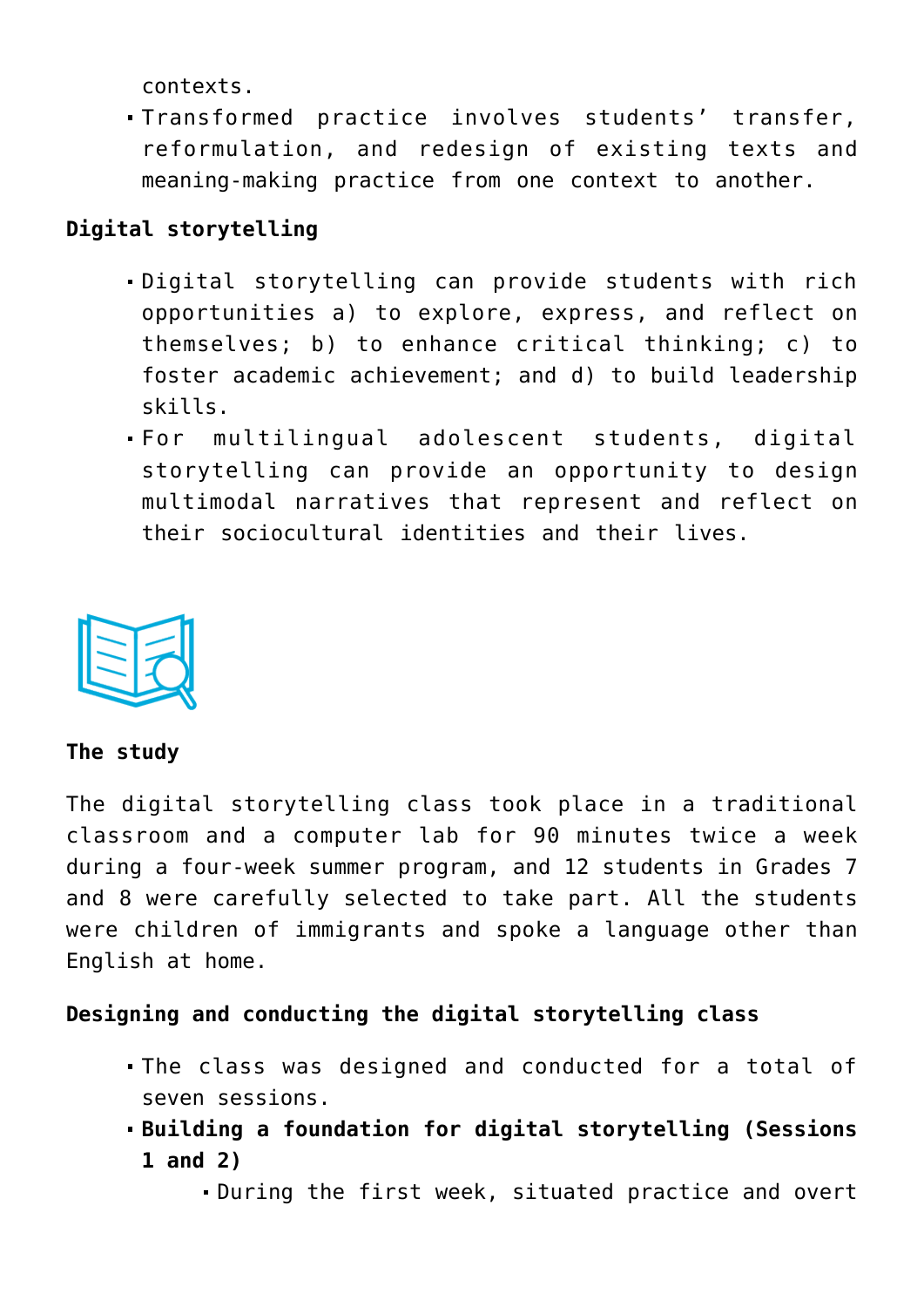contexts.

- Transformed practice involves students' transfer, reformulation, and redesign of existing texts and meaning-making practice from one context to another.

**Digital storytelling**

- Digital storytelling can provide students with rich opportunities a) to explore, express, and reflect on themselves; b) to enhance critical thinking; c) to foster academic achievement; and d) to build leadership skills.
- For multilingual adolescent students, digital storytelling can provide an opportunity to design multimodal narratives that represent and reflect on their sociocultural identities and their lives.

**The study**

The digital storytelling class took place in a traditional classroom and a computer lab for 90 minutes twice a week during a four-week summer program, and 12 students in Grades 7 and 8 were carefully selected to take part. All the students were children of immigrants and spoke a language other than English at home.

**Designing and conducting the digital storytelling class**

- The class was designed and conducted for a total of seven sessions.
- **Building a foundation for digital storytelling (Sessions 1 and 2)**
    - During the first week, situated practice and overt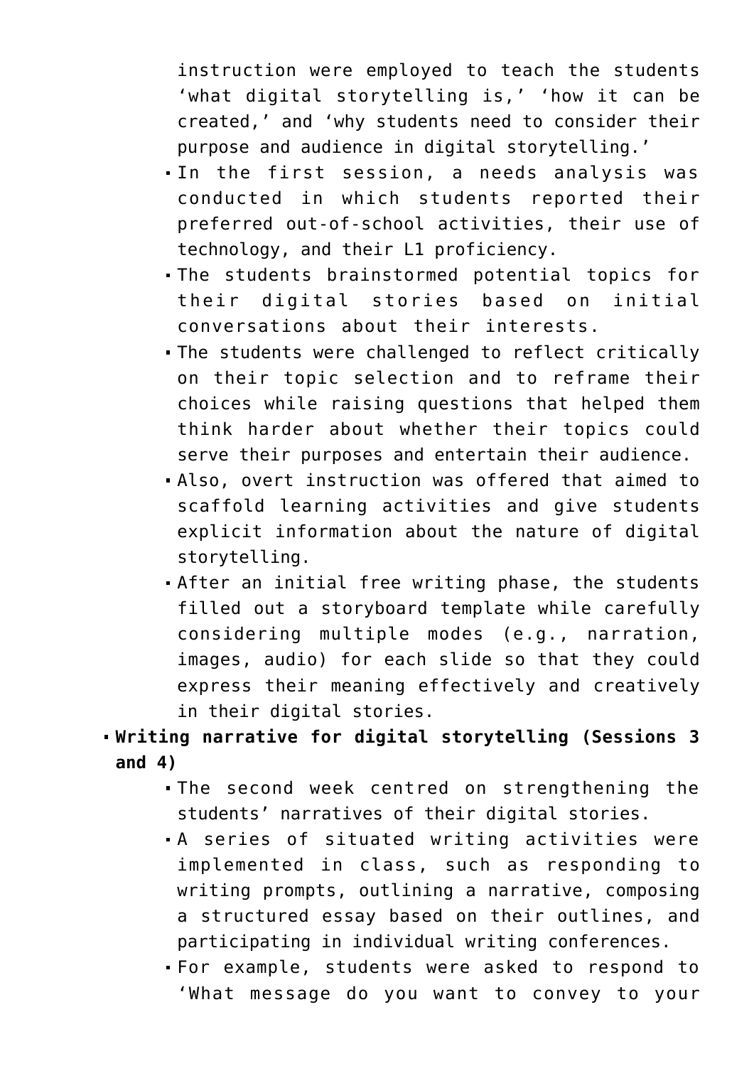instruction were employed to teach the students 'what digital storytelling is,' 'how it can be created,' and 'why students need to consider their purpose and audience in digital storytelling.'
    - In the first session, a needs analysis was conducted in which students reported their preferred out-of-school activities, their use of technology, and their L1 proficiency.
    - The students brainstormed potential topics for their digital stories based on initial conversations about their interests.
    - The students were challenged to reflect critically on their topic selection and to reframe their choices while raising questions that helped them think harder about whether their topics could serve their purposes and entertain their audience.
    - Also, overt instruction was offered that aimed to scaffold learning activities and give students explicit information about the nature of digital storytelling.
    - After an initial free writing phase, the students filled out a storyboard template while carefully considering multiple modes (e.g., narration, images, audio) for each slide so that they could express their meaning effectively and creatively in their digital stories.
- **Writing narrative for digital storytelling (Sessions 3 and 4)**
    - The second week centred on strengthening the students' narratives of their digital stories.
    - A series of situated writing activities were implemented in class, such as responding to writing prompts, outlining a narrative, composing a structured essay based on their outlines, and participating in individual writing conferences.
    - For example, students were asked to respond to 'What message do you want to convey to your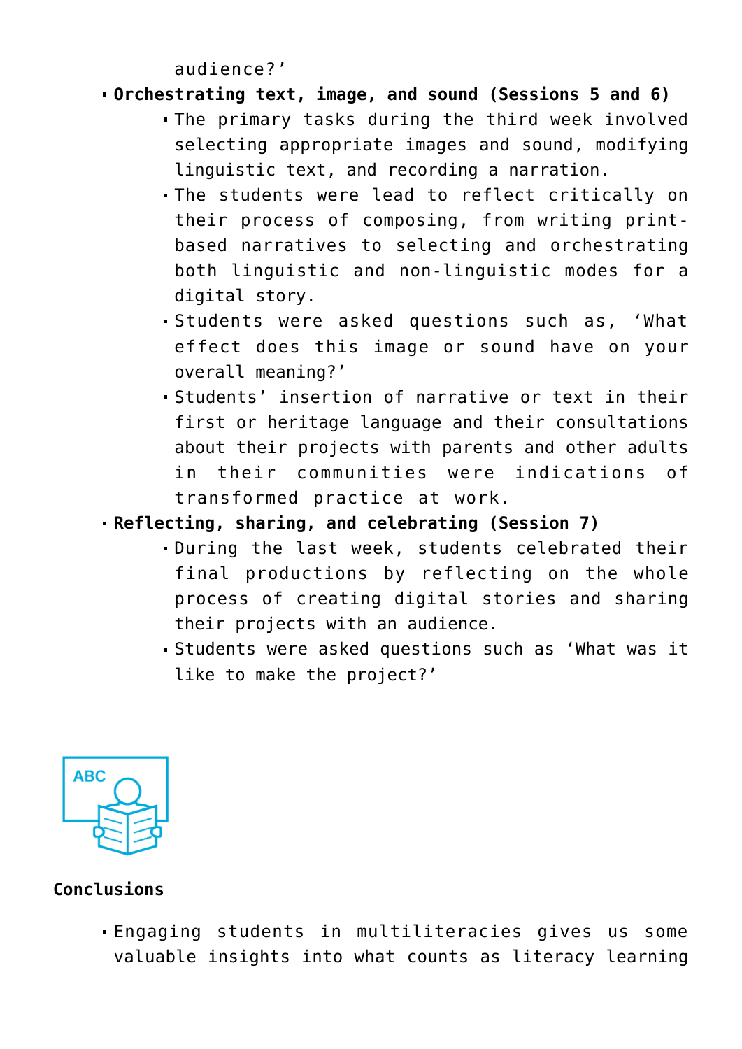audience?'

- **Orchestrating text, image, and sound (Sessions 5 and 6)**
  - The primary tasks during the third week involved selecting appropriate images and sound, modifying linguistic text, and recording a narration.
  - The students were lead to reflect critically on their process of composing, from writing print-based narratives to selecting and orchestrating both linguistic and non-linguistic modes for a digital story.
  - Students were asked questions such as, 'What effect does this image or sound have on your overall meaning?'
  - Students' insertion of narrative or text in their first or heritage language and their consultations about their projects with parents and other adults in their communities were indications of transformed practice at work.
- **Reflecting, sharing, and celebrating (Session 7)**
  - During the last week, students celebrated their final productions by reflecting on the whole process of creating digital stories and sharing their projects with an audience.
  - Students were asked questions such as 'What was it like to make the project?'

**Conclusions**

- Engaging students in multiliteracies gives us some valuable insights into what counts as literacy learning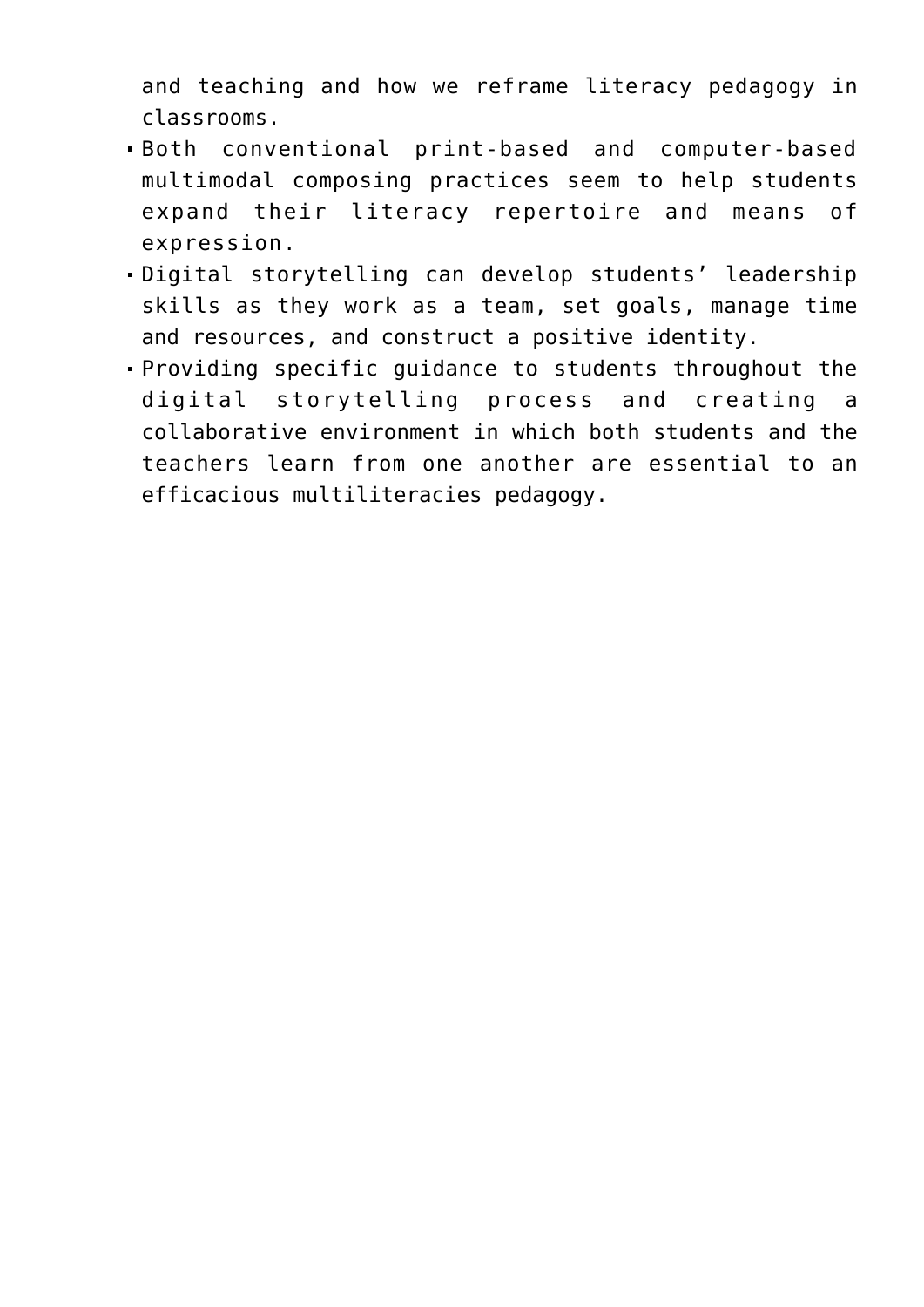and teaching and how we reframe literacy pedagogy in classrooms.

- Both conventional print-based and computer-based multimodal composing practices seem to help students expand their literacy repertoire and means of expression.
- Digital storytelling can develop students' leadership skills as they work as a team, set goals, manage time and resources, and construct a positive identity.
- Providing specific guidance to students throughout the digital storytelling process and creating a collaborative environment in which both students and the teachers learn from one another are essential to an efficacious multiliteracies pedagogy.